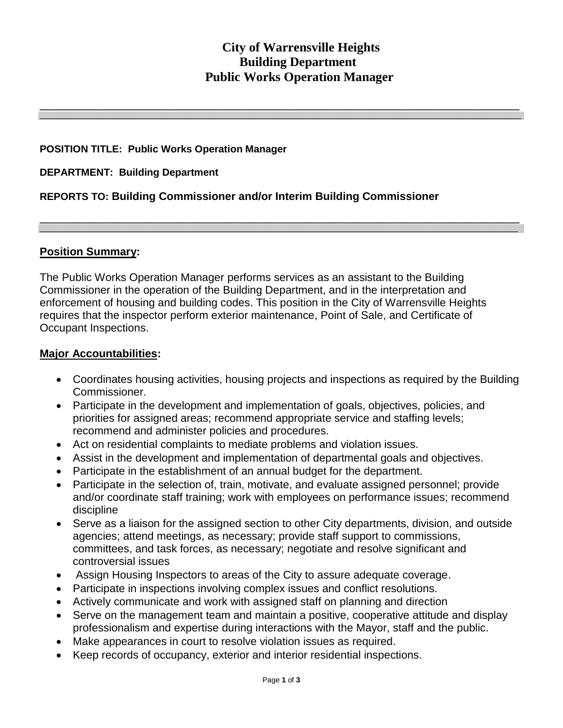# City of Warrensville Heights
# Building Department
# Public Works Operation Manager

---

**POSITION TITLE: Public Works Operation Manager**

**DEPARTMENT: Building Department**

**REPORTS TO: Building Commissioner and/or Interim Building Commissioner**

---

## Position Summary:

The Public Works Operation Manager performs services as an assistant to the Building Commissioner in the operation of the Building Department, and in the interpretation and enforcement of housing and building codes. This position in the City of Warrensville Heights requires that the inspector perform exterior maintenance, Point of Sale, and Certificate of Occupant Inspections.

## Major Accountabilities:

- Coordinates housing activities, housing projects and inspections as required by the Building Commissioner.
- Participate in the development and implementation of goals, objectives, policies, and priorities for assigned areas; recommend appropriate service and staffing levels; recommend and administer policies and procedures.
- Act on residential complaints to mediate problems and violation issues.
- Assist in the development and implementation of departmental goals and objectives.
- Participate in the establishment of an annual budget for the department.
- Participate in the selection of, train, motivate, and evaluate assigned personnel; provide and/or coordinate staff training; work with employees on performance issues; recommend discipline
- Serve as a liaison for the assigned section to other City departments, division, and outside agencies; attend meetings, as necessary; provide staff support to commissions, committees, and task forces, as necessary; negotiate and resolve significant and controversial issues
- Assign Housing Inspectors to areas of the City to assure adequate coverage.
- Participate in inspections involving complex issues and conflict resolutions.
- Actively communicate and work with assigned staff on planning and direction
- Serve on the management team and maintain a positive, cooperative attitude and display professionalism and expertise during interactions with the Mayor, staff and the public.
- Make appearances in court to resolve violation issues as required.
- Keep records of occupancy, exterior and interior residential inspections.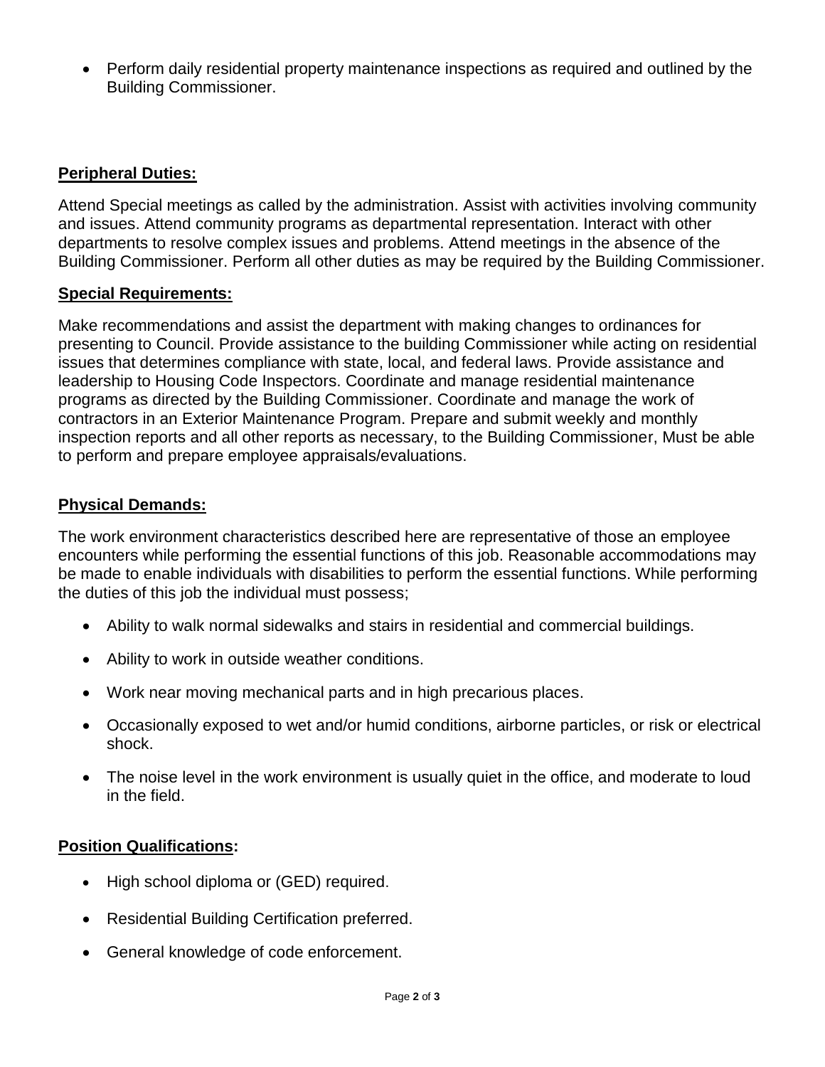- Perform daily residential property maintenance inspections as required and outlined by the Building Commissioner.

**Peripheral Duties:**

Attend Special meetings as called by the administration. Assist with activities involving community and issues. Attend community programs as departmental representation. Interact with other departments to resolve complex issues and problems. Attend meetings in the absence of the Building Commissioner. Perform all other duties as may be required by the Building Commissioner.

**Special Requirements:**

Make recommendations and assist the department with making changes to ordinances for presenting to Council. Provide assistance to the building Commissioner while acting on residential issues that determines compliance with state, local, and federal laws. Provide assistance and leadership to Housing Code Inspectors. Coordinate and manage residential maintenance programs as directed by the Building Commissioner. Coordinate and manage the work of contractors in an Exterior Maintenance Program. Prepare and submit weekly and monthly inspection reports and all other reports as necessary, to the Building Commissioner, Must be able to perform and prepare employee appraisals/evaluations.

**Physical Demands:**

The work environment characteristics described here are representative of those an employee encounters while performing the essential functions of this job. Reasonable accommodations may be made to enable individuals with disabilities to perform the essential functions. While performing the duties of this job the individual must possess;

- Ability to walk normal sidewalks and stairs in residential and commercial buildings.
- Ability to work in outside weather conditions.
- Work near moving mechanical parts and in high precarious places.
- Occasionally exposed to wet and/or humid conditions, airborne particles, or risk or electrical shock.
- The noise level in the work environment is usually quiet in the office, and moderate to loud in the field.

**Position Qualifications:**

- High school diploma or (GED) required.
- Residential Building Certification preferred.
- General knowledge of code enforcement.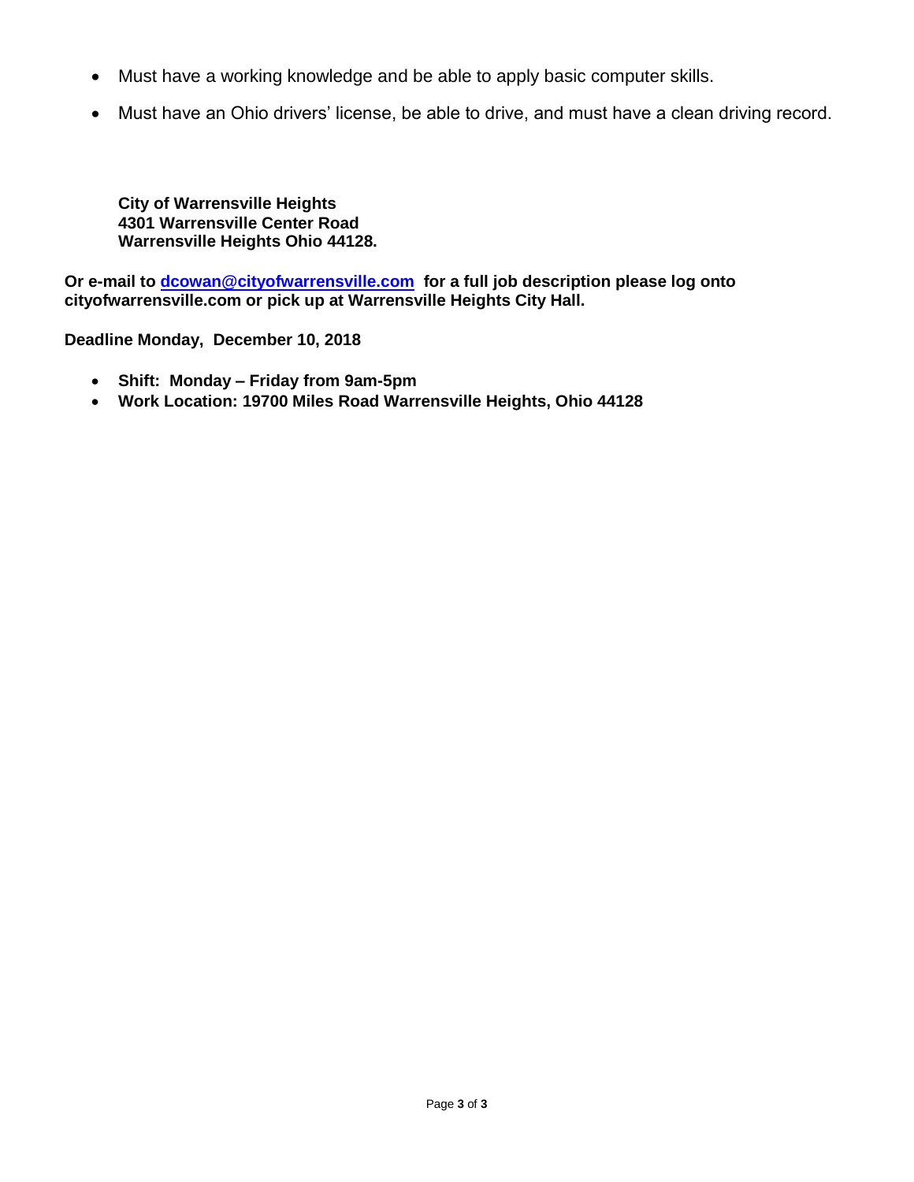- Must have a working knowledge and be able to apply basic computer skills.
- Must have an Ohio drivers' license, be able to drive, and must have a clean driving record.

**City of Warrensville Heights**
**4301 Warrensville Center Road**
**Warrensville Heights Ohio 44128.**

**Or e-mail to dcowan@cityofwarrensville.com for a full job description please log onto cityofwarrensville.com or pick up at Warrensville Heights City Hall.**

**Deadline Monday, December 10, 2018**

- **Shift: Monday – Friday from 9am-5pm**
- **Work Location: 19700 Miles Road Warrensville Heights, Ohio 44128**